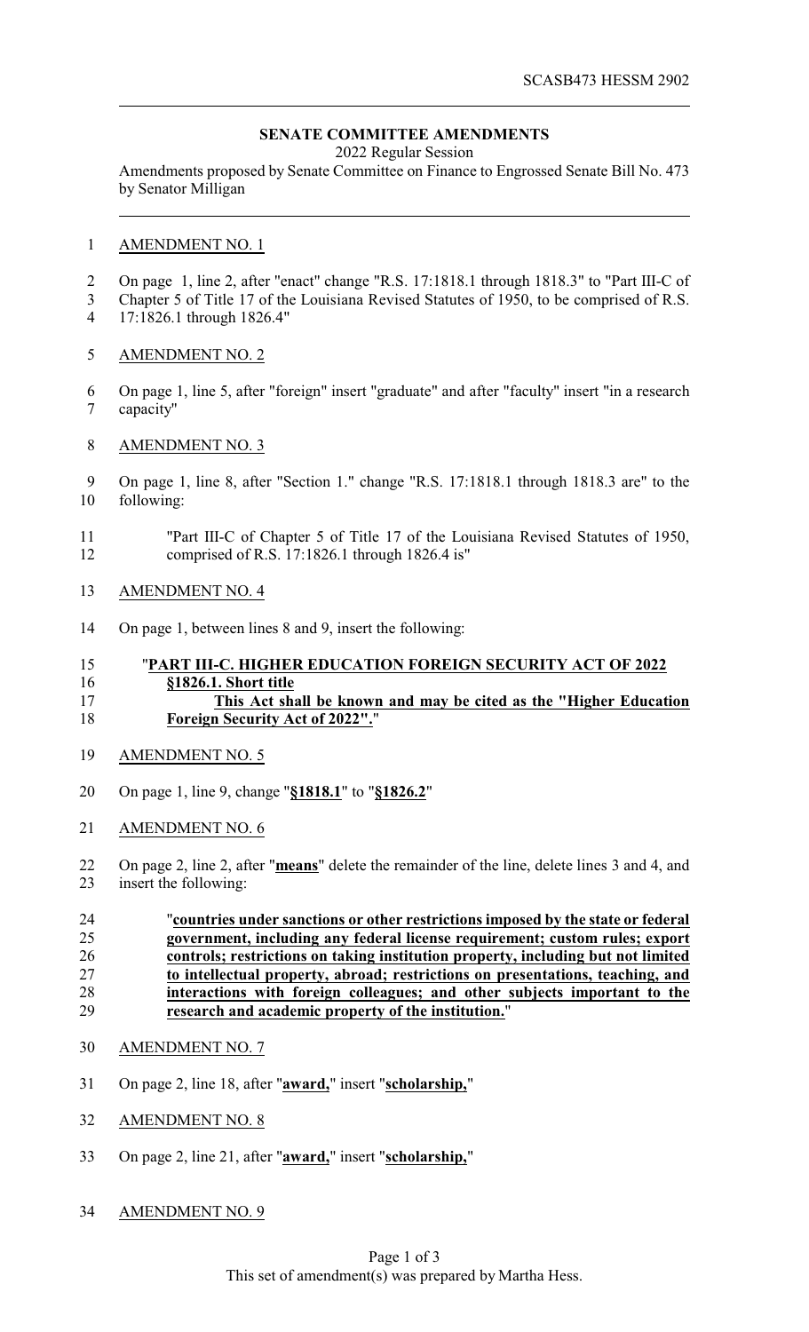SCASB473 HESSM 2902

## SENATE COMMITTEE AMENDMENTS

2022 Regular Session

Amendments proposed by Senate Committee on Finance to Engrossed Senate Bill No. 473 by Senator Milligan

AMENDMENT NO. 1

On page 1, line 2, after "enact" change "R.S. 17:1818.1 through 1818.3" to "Part III-C of Chapter 5 of Title 17 of the Louisiana Revised Statutes of 1950, to be comprised of R.S. 17:1826.1 through 1826.4"

AMENDMENT NO. 2

On page 1, line 5, after "foreign" insert "graduate" and after "faculty" insert "in a research capacity"

AMENDMENT NO. 3

On page 1, line 8, after "Section 1." change "R.S. 17:1818.1 through 1818.3 are" to the following:

"Part III-C of Chapter 5 of Title 17 of the Louisiana Revised Statutes of 1950, comprised of R.S. 17:1826.1 through 1826.4 is"

AMENDMENT NO. 4

On page 1, between lines 8 and 9, insert the following:

"**PART III-C. HIGHER EDUCATION FOREIGN SECURITY ACT OF 2022**

**§1826.1. Short title**

**This Act shall be known and may be cited as the "Higher Education Foreign Security Act of 2022"**."

AMENDMENT NO. 5

On page 1, line 9, change "**§1818.1**" to "**§1826.2**"

AMENDMENT NO. 6

On page 2, line 2, after "**means**" delete the remainder of the line, delete lines 3 and 4, and insert the following:

"**countries under sanctions or other restrictions imposed by the state or federal government, including any federal license requirement; custom rules; export controls; restrictions on taking institution property, including but not limited to intellectual property, abroad; restrictions on presentations, teaching, and interactions with foreign colleagues; and other subjects important to the research and academic property of the institution.**"

AMENDMENT NO. 7

On page 2, line 18, after "**award,**" insert "**scholarship,**"

AMENDMENT NO. 8

On page 2, line 21, after "**award,**" insert "**scholarship,**"

AMENDMENT NO. 9

This set of amendment(s) was prepared by Martha Hess.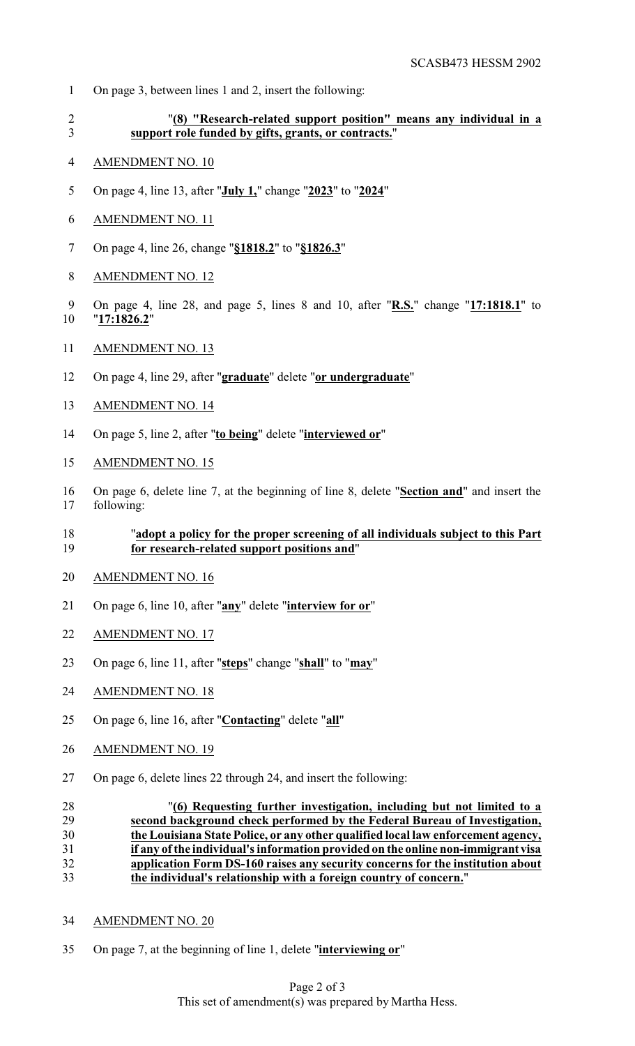On page 3, between lines 1 and 2, insert the following:

"**(8) "Research-related support position" means any individual in a support role funded by gifts, grants, or contracts.**"

AMENDMENT NO. 10

On page 4, line 13, after "**July 1,**" change "**2023**" to "**2024**"

AMENDMENT NO. 11

On page 4, line 26, change "**§1818.2**" to "**§1826.3**"

AMENDMENT NO. 12

On page 4, line 28, and page 5, lines 8 and 10, after "**R.S.**" change "**17:1818.1**" to "**17:1826.2**"

AMENDMENT NO. 13

On page 4, line 29, after "**graduate**" delete "**or undergraduate**"

AMENDMENT NO. 14

On page 5, line 2, after "**to being**" delete "**interviewed or**"

AMENDMENT NO. 15

On page 6, delete line 7, at the beginning of line 8, delete "**Section and**" and insert the following:

"**adopt a policy for the proper screening of all individuals subject to this Part for research-related support positions and**"

AMENDMENT NO. 16

On page 6, line 10, after "**any**" delete "**interview for or**"

AMENDMENT NO. 17

On page 6, line 11, after "**steps**" change "**shall**" to "**may**"

AMENDMENT NO. 18

On page 6, line 16, after "**Contacting**" delete "**all**"

AMENDMENT NO. 19

On page 6, delete lines 22 through 24, and insert the following:

"**(6) Requesting further investigation, including but not limited to a second background check performed by the Federal Bureau of Investigation, the Louisiana State Police, or any other qualified local law enforcement agency, if any of the individual's information provided on the online non-immigrant visa application Form DS-160 raises any security concerns for the institution about the individual's relationship with a foreign country of concern.**"

AMENDMENT NO. 20

On page 7, at the beginning of line 1, delete "**interviewing or**"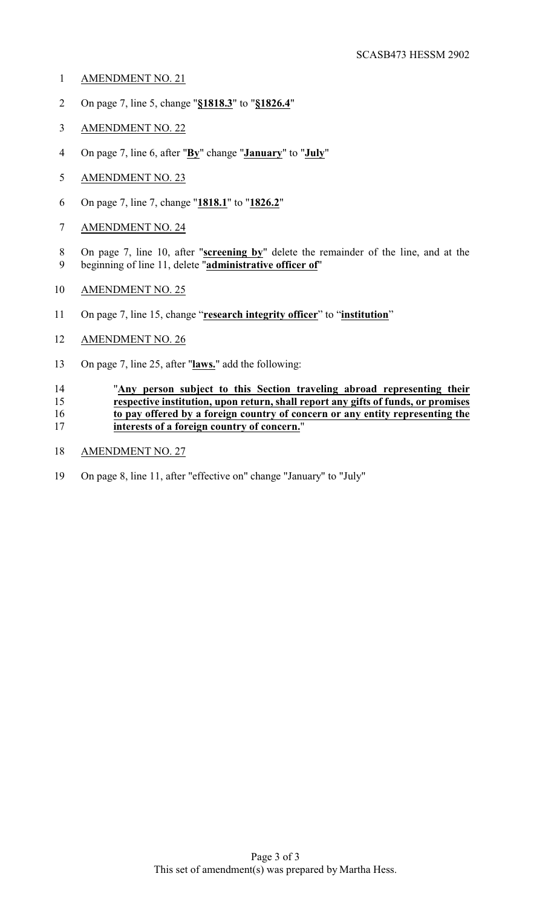AMENDMENT NO. 21

On page 7, line 5, change "**§1818.3**" to "**§1826.4**"

AMENDMENT NO. 22

On page 7, line 6, after "**By**" change "**January**" to "**July**"

AMENDMENT NO. 23

On page 7, line 7, change "**1818.1**" to "**1826.2**"

AMENDMENT NO. 24

On page 7, line 10, after "**screening by**" delete the remainder of the line, and at the beginning of line 11, delete "**administrative officer of**"

AMENDMENT NO. 25

On page 7, line 15, change "**research integrity officer**" to "**institution**"

AMENDMENT NO. 26

On page 7, line 25, after "**laws.**" add the following:

"**Any person subject to this Section traveling abroad representing their respective institution, upon return, shall report any gifts of funds, or promises to pay offered by a foreign country of concern or any entity representing the interests of a foreign country of concern.**"

AMENDMENT NO. 27

On page 8, line 11, after "effective on" change "January" to "July"

This set of amendment(s) was prepared by Martha Hess.